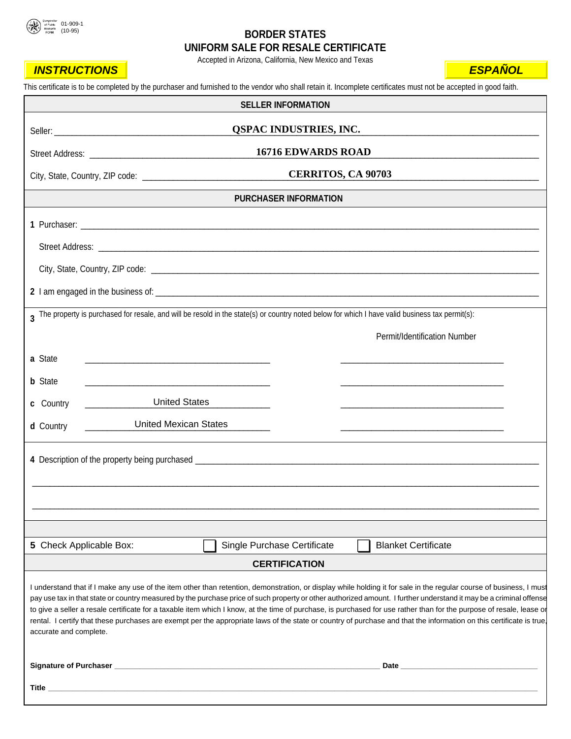01-909-1
(10-95)

# BORDER STATES
# UNIFORM SALE FOR RESALE CERTIFICATE

Accepted in Arizona, California, New Mexico and Texas

**INSTRUCTIONS** **ESPAÑOL**

This certificate is to be completed by the purchaser and furnished to the vendor who shall retain it. Incomplete certificates must not be accepted in good faith.

## SELLER INFORMATION

Seller: **QSPAC INDUSTRIES, INC.**

Street Address: **16716 EDWARDS ROAD**

City, State, Country, ZIP code: **CERRITOS, CA 90703**

## PURCHASER INFORMATION

**1** Purchaser: ____________________

Street Address: ____________________

City, State, Country, ZIP code: ____________________

**2** I am engaged in the business of: ____________________

**3** The property is purchased for resale, and will be resold in the state(s) or country noted below for which I have valid business tax permit(s):

| | | Permit/Identification Number |
|---|---|---|
| **a** State | ____________________ | ____________________ |
| **b** State | ____________________ | ____________________ |
| **c** Country | United States | ____________________ |
| **d** Country | United Mexican States | ____________________ |

**4** Description of the property being purchased ____________________

____________________

____________________

**5** Check Applicable Box: ☐ Single Purchase Certificate ☐ Blanket Certificate

## CERTIFICATION

I understand that if I make any use of the item other than retention, demonstration, or display while holding it for sale in the regular course of business, I must pay use tax in that state or country measured by the purchase price of such property or other authorized amount. I further understand it may be a criminal offense to give a seller a resale certificate for a taxable item which I know, at the time of purchase, is purchased for use rather than for the purpose of resale, lease or rental. I certify that these purchases are exempt per the appropriate laws of the state or country of purchase and that the information on this certificate is true, accurate and complete.

**Signature of Purchaser** ____________________ **Date** ____________________

**Title** ____________________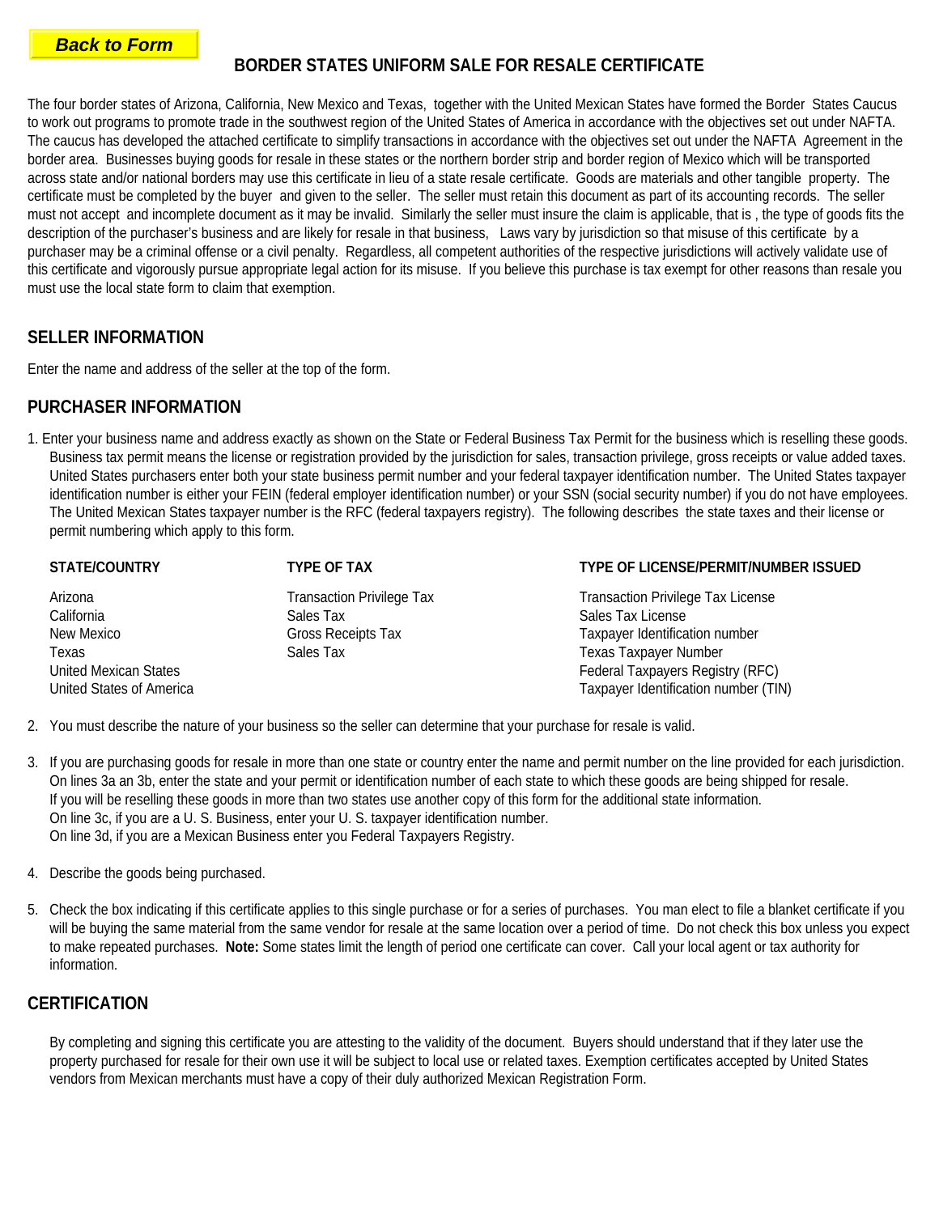**Back to Form**

# BORDER STATES UNIFORM SALE FOR RESALE CERTIFICATE

The four border states of Arizona, California, New Mexico and Texas, together with the United Mexican States have formed the Border States Caucus to work out programs to promote trade in the southwest region of the United States of America in accordance with the objectives set out under NAFTA. The caucus has developed the attached certificate to simplify transactions in accordance with the objectives set out under the NAFTA Agreement in the border area. Businesses buying goods for resale in these states or the northern border strip and border region of Mexico which will be transported across state and/or national borders may use this certificate in lieu of a state resale certificate. Goods are materials and other tangible property. The certificate must be completed by the buyer and given to the seller. The seller must retain this document as part of its accounting records. The seller must not accept and incomplete document as it may be invalid. Similarly the seller must insure the claim is applicable, that is , the type of goods fits the description of the purchaser's business and are likely for resale in that business, Laws vary by jurisdiction so that misuse of this certificate by a purchaser may be a criminal offense or a civil penalty. Regardless, all competent authorities of the respective jurisdictions will actively validate use of this certificate and vigorously pursue appropriate legal action for its misuse. If you believe this purchase is tax exempt for other reasons than resale you must use the local state form to claim that exemption.

## SELLER INFORMATION

Enter the name and address of the seller at the top of the form.

## PURCHASER INFORMATION

1. Enter your business name and address exactly as shown on the State or Federal Business Tax Permit for the business which is reselling these goods. Business tax permit means the license or registration provided by the jurisdiction for sales, transaction privilege, gross receipts or value added taxes. United States purchasers enter both your state business permit number and your federal taxpayer identification number. The United States taxpayer identification number is either your FEIN (federal employer identification number) or your SSN (social security number) if you do not have employees. The United Mexican States taxpayer number is the RFC (federal taxpayers registry). The following describes the state taxes and their license or permit numbering which apply to this form.

| STATE/COUNTRY | TYPE OF TAX | TYPE OF LICENSE/PERMIT/NUMBER ISSUED |
|---|---|---|
| Arizona | Transaction Privilege Tax | Transaction Privilege Tax License |
| California | Sales Tax | Sales Tax License |
| New Mexico | Gross Receipts Tax | Taxpayer Identification number |
| Texas | Sales Tax | Texas Taxpayer Number |
| United Mexican States | | Federal Taxpayers Registry (RFC) |
| United States of America | | Taxpayer Identification number (TIN) |

2. You must describe the nature of your business so the seller can determine that your purchase for resale is valid.

3. If you are purchasing goods for resale in more than one state or country enter the name and permit number on the line provided for each jurisdiction. On lines 3a an 3b, enter the state and your permit or identification number of each state to which these goods are being shipped for resale. If you will be reselling these goods in more than two states use another copy of this form for the additional state information. On line 3c, if you are a U. S. Business, enter your U. S. taxpayer identification number. On line 3d, if you are a Mexican Business enter you Federal Taxpayers Registry.

4. Describe the goods being purchased.

5. Check the box indicating if this certificate applies to this single purchase or for a series of purchases. You man elect to file a blanket certificate if you will be buying the same material from the same vendor for resale at the same location over a period of time. Do not check this box unless you expect to make repeated purchases. **Note:** Some states limit the length of period one certificate can cover. Call your local agent or tax authority for information.

## CERTIFICATION

By completing and signing this certificate you are attesting to the validity of the document. Buyers should understand that if they later use the property purchased for resale for their own use it will be subject to local use or related taxes. Exemption certificates accepted by United States vendors from Mexican merchants must have a copy of their duly authorized Mexican Registration Form.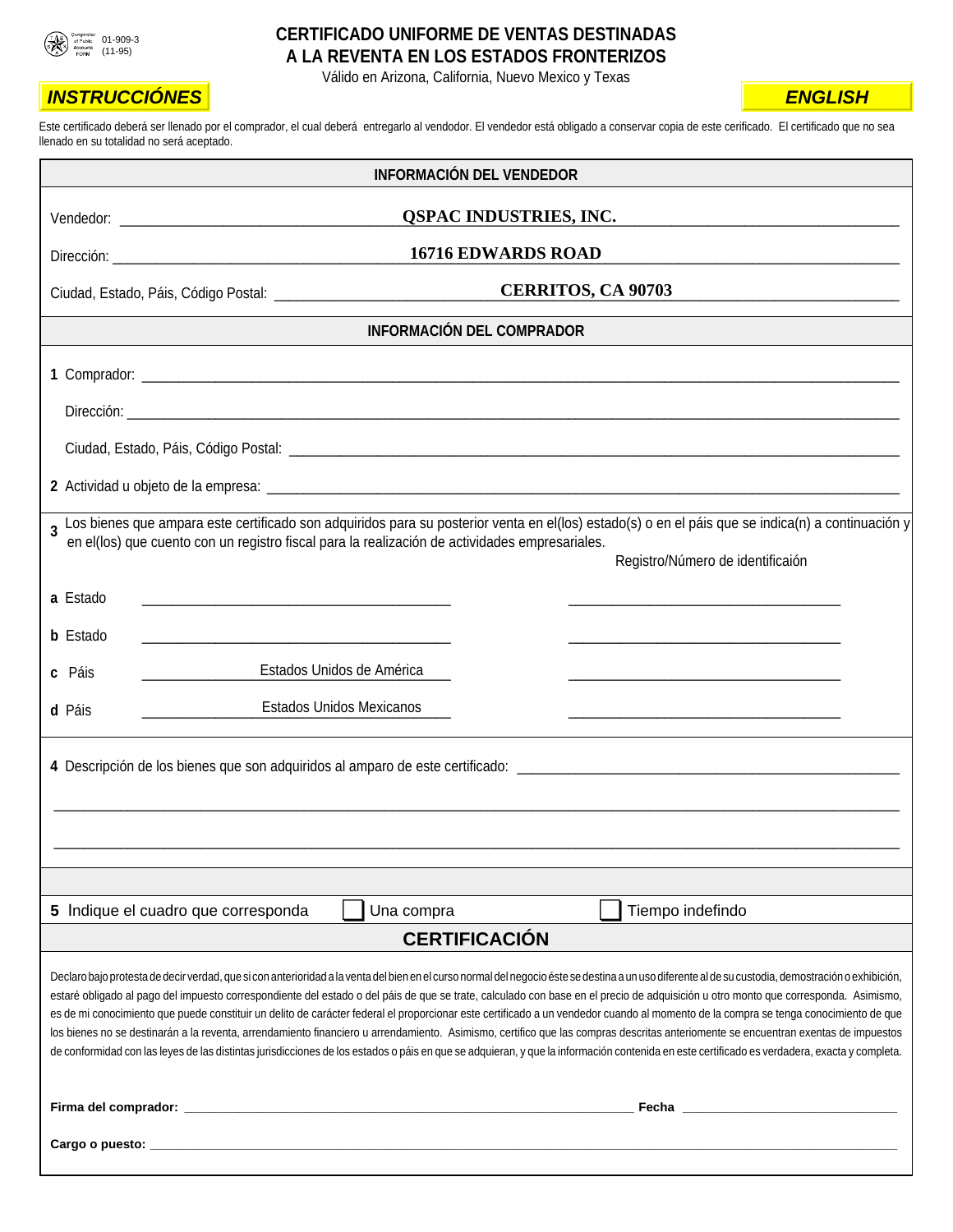Comptroller of Public Accounts FORM 01-909-3 (11-95)

# CERTIFICADO UNIFORME DE VENTAS DESTINADAS A LA REVENTA EN LOS ESTADOS FRONTERIZOS

Válido en Arizona, California, Nuevo Mexico y Texas

**INSTRUCCIÓNES** | **ENGLISH**

Este certificado deberá ser llenado por el comprador, el cual deberá entregarlo al vendodor. El vendedor está obligado a conservar copia de este certificado. El certificado que no sea llenado en su totalidad no será aceptado.

## INFORMACIÓN DEL VENDEDOR

Vendedor: **QSPAC INDUSTRIES, INC.**

Dirección: **16716 EDWARDS ROAD**

Ciudad, Estado, Páis, Código Postal: **CERRITOS, CA 90703**

## INFORMACIÓN DEL COMPRADOR

**1** Comprador: ____________________

Dirección: ____________________

Ciudad, Estado, Páis, Código Postal: ____________________

**2** Actividad u objeto de la empresa: ____________________

**3** Los bienes que ampara este certificado son adquiridos para su posterior venta en el(los) estado(s) o en el páis que se indica(n) a continuación y en el(los) que cuento con un registro fiscal para la realización de actividades empresariales.

| | | Registro/Número de identificaión |
|---|---|---|
| **a** Estado | ____________________ | ____________________ |
| **b** Estado | ____________________ | ____________________ |
| **c** Páis | Estados Unidos de América | ____________________ |
| **d** Páis | Estados Unidos Mexicanos | ____________________ |

**4** Descripción de los bienes que son adquiridos al amparo de este certificado: ____________________

____________________

____________________

**5** Indique el cuadro que corresponda ☐ Una compra ☐ Tiempo indefindo

## CERTIFICACIÓN

Declaro bajo protesta de decir verdad, que si con anterioridad a la venta del bien en el curso normal del negocio éste se destina a un uso diferente al de su custodia, demostración o exhibición, estaré obligado al pago del impuesto correspondiente del estado o del páis de que se trate, calculado con base en el precio de adquisición u otro monto que corresponda. Asimismo, es de mi conocimiento que puede constituir un delito de carácter federal el proporcionar este certificado a un vendedor cuando al momento de la compra se tenga conocimiento de que los bienes no se destinarán a la reventa, arrendamiento financiero u arrendamiento. Asimismo, certifico que las compras descritas anteriomente se encuentran exentas de impuestos de conformidad con las leyes de las distintas jurisdicciones de los estados o páis en que se adquieran, y que la información contenida en este certificado es verdadera, exacta y completa.

**Firma del comprador:** ____________________ **Fecha** ____________________

**Cargo o puesto:** ____________________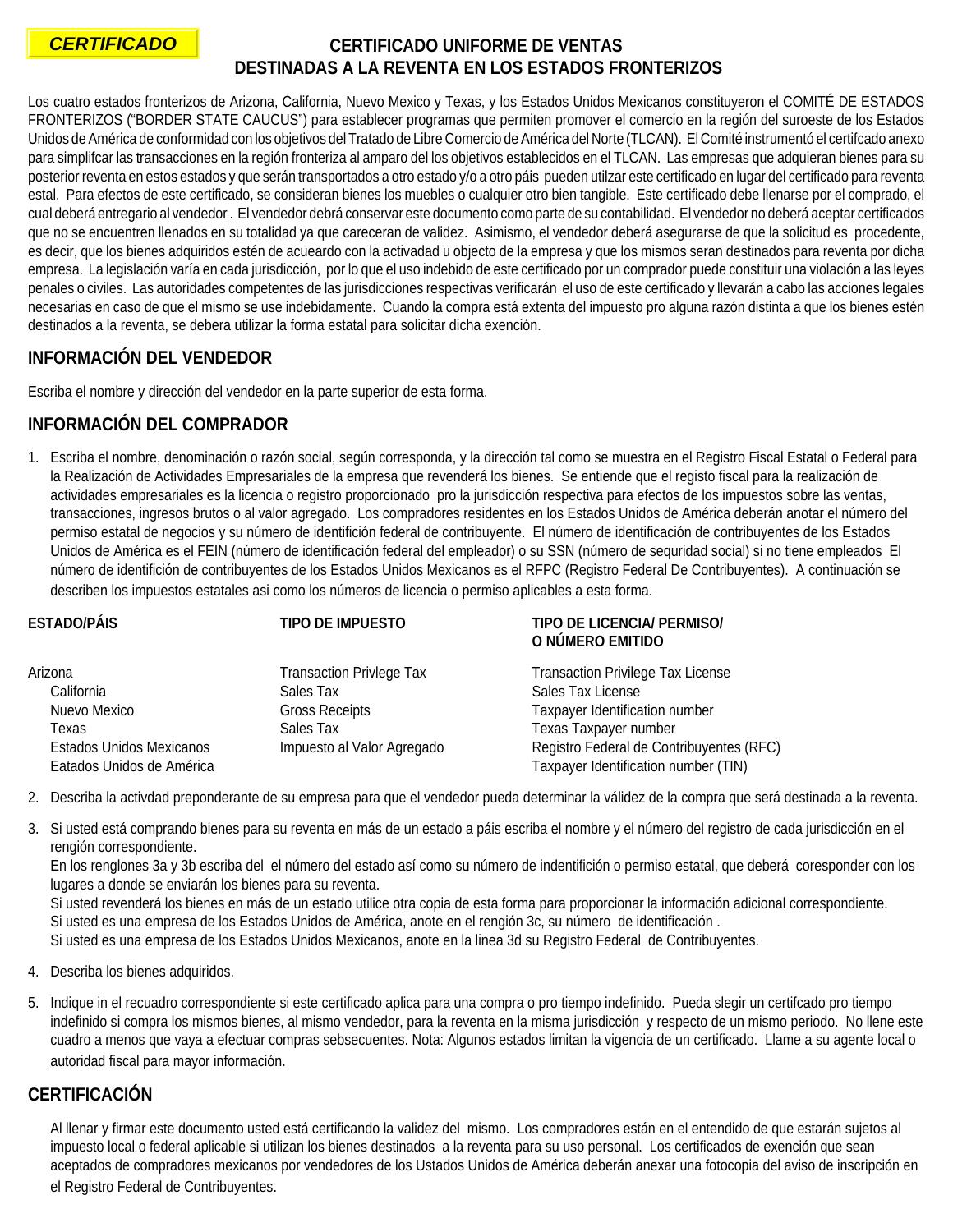***CERTIFICADO***

# CERTIFICADO UNIFORME DE VENTAS DESTINADAS A LA REVENTA EN LOS ESTADOS FRONTERIZOS

Los cuatro estados fronterizos de Arizona, California, Nuevo Mexico y Texas, y los Estados Unidos Mexicanos constituyeron el COMITÉ DE ESTADOS FRONTERIZOS ("BORDER STATE CAUCUS") para establecer programas que permiten promover el comercio en la región del suroeste de los Estados Unidos de América de conformidad con los objetivos del Tratado de Libre Comercio de América del Norte (TLCAN). El Comité instrumentó el certifcado anexo para simplifcar las transacciones en la región fronteriza al amparo del los objetivos establecidos en el TLCAN. Las empresas que adquieran bienes para su posterior reventa en estos estados y que serán transportados a otro estado y/o a otro páis pueden utilzar este certificado en lugar del certificado para reventa estal. Para efectos de este certificado, se consideran bienes los muebles o cualquier otro bien tangible. Este certificado debe llenarse por el comprado, el cual deberá entregario al vendedor . El vendedor debrá conservar este documento como parte de su contabilidad. El vendedor no deberá aceptar certificados que no se encuentren llenados en su totalidad ya que careceran de validez. Asimismo, el vendedor deberá asegurarse de que la solicitud es procedente, es decir, que los bienes adquiridos estén de acueardo con la activadad u objecto de la empresa y que los mismos seran destinados para reventa por dicha empresa. La legislación varía en cada jurisdicción, por lo que el uso indebido de este certificado por un comprador puede constituir una violación a las leyes penales o civiles. Las autoridades competentes de las jurisdicciones respectivas verificarán el uso de este certificado y llevarán a cabo las acciones legales necesarias en caso de que el mismo se use indebidamente. Cuando la compra está extenta del impuesto pro alguna razón distinta a que los bienes estén destinados a la reventa, se debera utilizar la forma estatal para solicitar dicha exención.

## INFORMACIÓN DEL VENDEDOR

Escriba el nombre y dirección del vendedor en la parte superior de esta forma.

## INFORMACIÓN DEL COMPRADOR

1. Escriba el nombre, denominación o razón social, según corresponda, y la dirección tal como se muestra en el Registro Fiscal Estatal o Federal para la Realización de Actividades Empresariales de la empresa que revenderá los bienes. Se entiende que el registo fiscal para la realización de actividades empresariales es la licencia o registro proporcionado pro la jurisdicción respectiva para efectos de los impuestos sobre las ventas, transacciones, ingresos brutos o al valor agregado. Los compradores residentes en los Estados Unidos de América deberán anotar el número del permiso estatal de negocios y su número de identifición federal de contribuyente. El número de identificación de contribuyentes de los Estados Unidos de América es el FEIN (número de identificación federal del empleador) o su SSN (número de sequridad social) si no tiene empleados El número de identifición de contribuyentes de los Estados Unidos Mexicanos es el RFPC (Registro Federal De Contribuyentes). A continuación se describen los impuestos estatales asi como los números de licencia o permiso aplicables a esta forma.

| ESTADO/PÁIS | TIPO DE IMPUESTO | TIPO DE LICENCIA/ PERMISO/ O NÚMERO EMITIDO |
|---|---|---|
| Arizona | Transaction Privlege Tax | Transaction Privilege Tax License |
| California | Sales Tax | Sales Tax License |
| Nuevo Mexico | Gross Receipts | Taxpayer Identification number |
| Texas | Sales Tax | Texas Taxpayer number |
| Estados Unidos Mexicanos | Impuesto al Valor Agregado | Registro Federal de Contribuyentes (RFC) |
| Eatados Unidos de América | | Taxpayer Identification number (TIN) |

2. Describa la activdad preponderante de su empresa para que el vendedor pueda determinar la válidez de la compra que será destinada a la reventa.
3. Si usted está comprando bienes para su reventa en más de un estado a páis escriba el nombre y el número del registro de cada jurisdicción en el rengión correspondiente.
   En los renglones 3a y 3b escriba del el número del estado así como su número de indentifición o permiso estatal, que deberá coresponder con los lugares a donde se enviarán los bienes para su reventa.
   Si usted revenderá los bienes en más de un estado utilice otra copia de esta forma para proporcionar la información adicional correspondiente.
   Si usted es una empresa de los Estados Unidos de América, anote en el rengión 3c, su número de identificación .
   Si usted es una empresa de los Estados Unidos Mexicanos, anote en la linea 3d su Registro Federal de Contribuyentes.
4. Describa los bienes adquiridos.
5. Indique in el recuadro correspondiente si este certificado aplica para una compra o pro tiempo indefinido. Pueda slegir un certifcado pro tiempo indefinido si compra los mismos bienes, al mismo vendedor, para la reventa en la misma jurisdicción y respecto de un mismo periodo. No llene este cuadro a menos que vaya a efectuar compras sebsecuentes. Nota: Algunos estados limitan la vigencia de un certificado. Llame a su agente local o autoridad fiscal para mayor información.

## CERTIFICACIÓN

Al llenar y firmar este documento usted está certificando la validez del mismo. Los compradores están en el entendido de que estarán sujetos al impuesto local o federal aplicable si utilizan los bienes destinados a la reventa para su uso personal. Los certificados de exención que sean aceptados de compradores mexicanos por vendedores de los Ustados Unidos de América deberán anexar una fotocopia del aviso de inscripción en el Registro Federal de Contribuyentes.